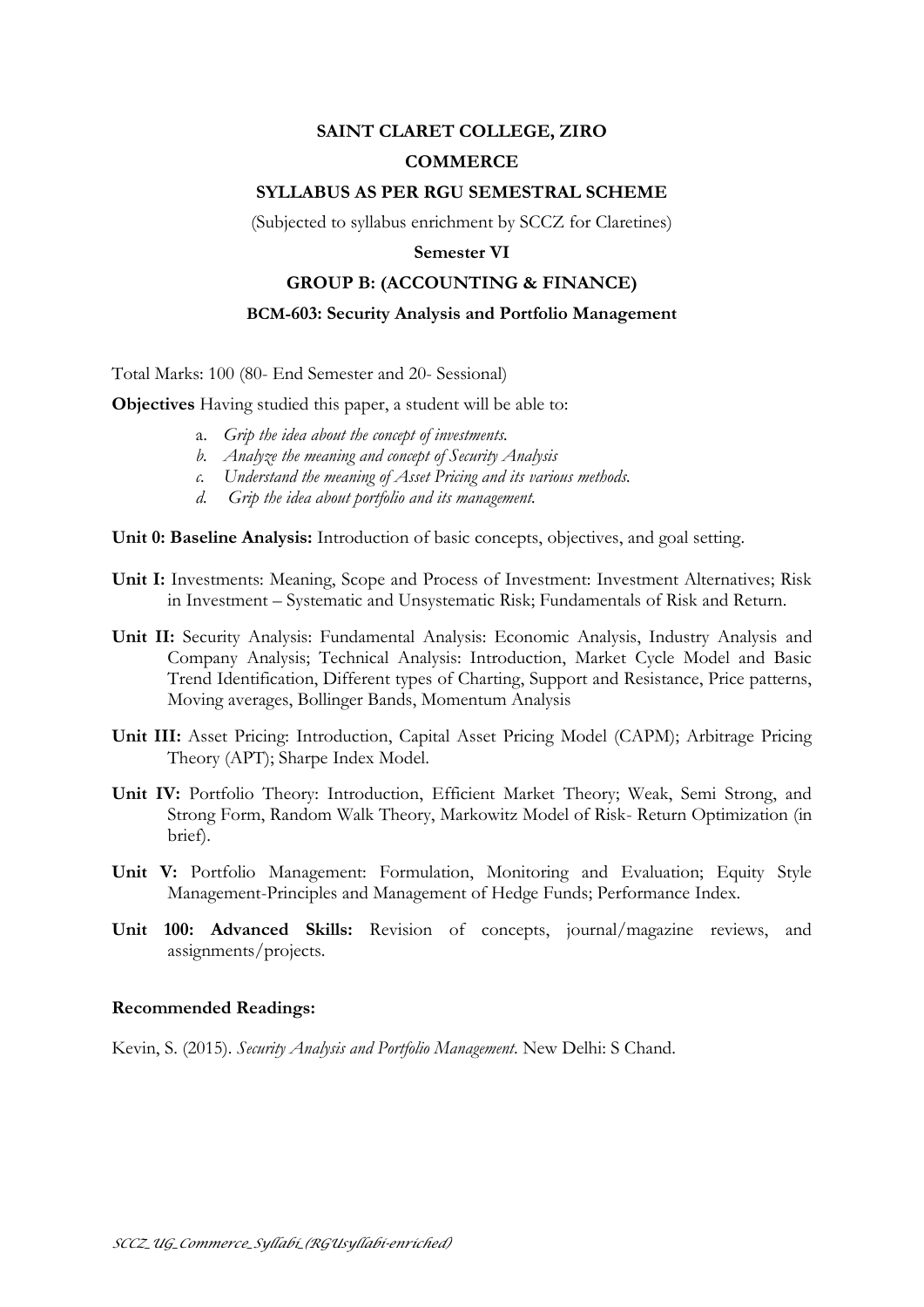# SAINT CLARET COLLEGE, ZIRO

## COMMERCE

### SYLLABUS AS PER RGU SEMESTRAL SCHEME

(Subjected to syllabus enrichment by SCCZ for Claretines)

**Semester VI**

**GROUP B: (ACCOUNTING & FINANCE)**

**BCM-603: Security Analysis and Portfolio Management**

Total Marks: 100 (80- End Semester and 20- Sessional)

**Objectives** Having studied this paper, a student will be able to:

a. *Grip the idea about the concept of investments.*
b. *Analyze the meaning and concept of Security Analysis*
c. *Understand the meaning of Asset Pricing and its various methods.*
d. *Grip the idea about portfolio and its management.*

**Unit 0: Baseline Analysis:** Introduction of basic concepts, objectives, and goal setting.

**Unit I:** Investments: Meaning, Scope and Process of Investment: Investment Alternatives; Risk in Investment – Systematic and Unsystematic Risk; Fundamentals of Risk and Return.

**Unit II:** Security Analysis: Fundamental Analysis: Economic Analysis, Industry Analysis and Company Analysis; Technical Analysis: Introduction, Market Cycle Model and Basic Trend Identification, Different types of Charting, Support and Resistance, Price patterns, Moving averages, Bollinger Bands, Momentum Analysis

**Unit III:** Asset Pricing: Introduction, Capital Asset Pricing Model (CAPM); Arbitrage Pricing Theory (APT); Sharpe Index Model.

**Unit IV:** Portfolio Theory: Introduction, Efficient Market Theory; Weak, Semi Strong, and Strong Form, Random Walk Theory, Markowitz Model of Risk- Return Optimization (in brief).

**Unit V:** Portfolio Management: Formulation, Monitoring and Evaluation; Equity Style Management-Principles and Management of Hedge Funds; Performance Index.

**Unit 100: Advanced Skills:** Revision of concepts, journal/magazine reviews, and assignments/projects.

**Recommended Readings:**

Kevin, S. (2015). *Security Analysis and Portfolio Management*. New Delhi: S Chand.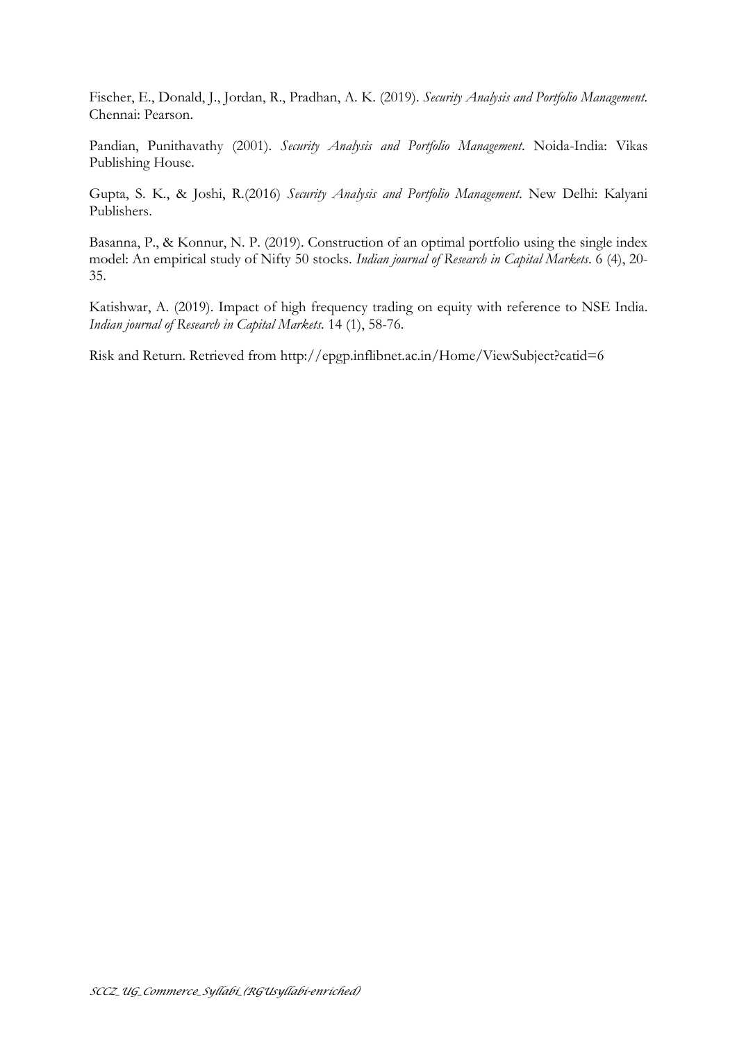Fischer, E., Donald, J., Jordan, R., Pradhan, A. K. (2019). *Security Analysis and Portfolio Management*. Chennai: Pearson.

Pandian, Punithavathy (2001). *Security Analysis and Portfolio Management*. Noida-India: Vikas Publishing House.

Gupta, S. K., & Joshi, R.(2016) *Security Analysis and Portfolio Management*. New Delhi: Kalyani Publishers.

Basanna, P., & Konnur, N. P. (2019). Construction of an optimal portfolio using the single index model: An empirical study of Nifty 50 stocks. *Indian journal of Research in Capital Markets*. 6 (4), 20-35.

Katishwar, A. (2019). Impact of high frequency trading on equity with reference to NSE India. *Indian journal of Research in Capital Markets*. 14 (1), 58-76.

Risk and Return. Retrieved from http://epgp.inflibnet.ac.in/Home/ViewSubject?catid=6